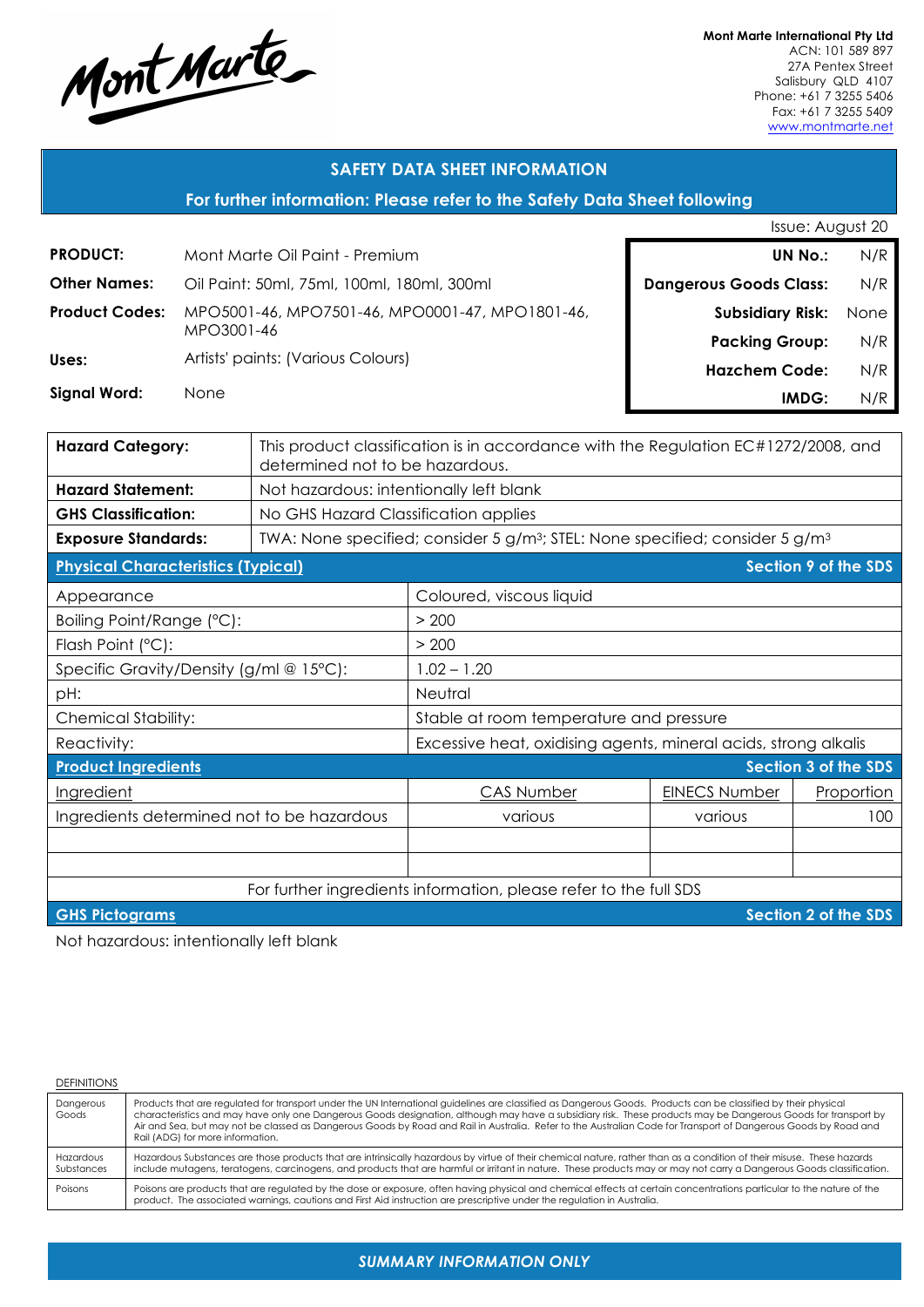Mont Marte

**Mont Marte International Pty Ltd**
ACN: 101 589 897
27A Pentex Street
Salisbury QLD 4107
Phone: +61 7 3255 5406
Fax: +61 7 3255 5409
www.montmarte.net

## SAFETY DATA SHEET INFORMATION

**For further information: Please refer to the Safety Data Sheet following**

Issue: August 20

| | |
|---|---|
| **PRODUCT:** | Mont Marte Oil Paint - Premium |
| **Other Names:** | Oil Paint: 50ml, 75ml, 100ml, 180ml, 300ml |
| **Product Codes:** | MPO5001-46, MPO7501-46, MPO0001-47, MPO1801-46, MPO3001-46 |
| **Uses:** | Artists' paints: (Various Colours) |
| **Signal Word:** | None |

| | |
|---|---|
| **UN No.:** | N/R |
| **Dangerous Goods Class:** | N/R |
| **Subsidiary Risk:** | None |
| **Packing Group:** | N/R |
| **Hazchem Code:** | N/R |
| **IMDG:** | N/R |

| | |
|---|---|
| **Hazard Category:** | This product classification is in accordance with the Regulation EC#1272/2008, and determined not to be hazardous. |
| **Hazard Statement:** | Not hazardous: intentionally left blank |
| **GHS Classification:** | No GHS Hazard Classification applies |
| **Exposure Standards:** | TWA: None specified; consider 5 g/m³; STEL: None specified; consider 5 g/m³ |

### Physical Characteristics (Typical) — Section 9 of the SDS

| | |
|---|---|
| Appearance | Coloured, viscous liquid |
| Boiling Point/Range (°C): | > 200 |
| Flash Point (°C): | > 200 |
| Specific Gravity/Density (g/ml @ 15°C): | 1.02 – 1.20 |
| pH: | Neutral |
| Chemical Stability: | Stable at room temperature and pressure |
| Reactivity: | Excessive heat, oxidising agents, mineral acids, strong alkalis |

### Product Ingredients — Section 3 of the SDS

| Ingredient | CAS Number | EINECS Number | Proportion |
|---|---|---|---|
| Ingredients determined not to be hazardous | various | various | 100 |
| | | | |
| | | | |

For further ingredients information, please refer to the full SDS

### GHS Pictograms — Section 2 of the SDS

Not hazardous: intentionally left blank

DEFINITIONS

| | |
|---|---|
| Dangerous Goods | Products that are regulated for transport under the UN International guidelines are classified as Dangerous Goods. Products can be classified by their physical characteristics and may have only one Dangerous Goods designation, although may have a subsidiary risk. These products may be Dangerous Goods for transport by Air and Sea, but may not be classed as Dangerous Goods by Road and Rail in Australia. Refer to the Australian Code for Transport of Dangerous Goods by Road and Rail (ADG) for more information. |
| Hazardous Substances | Hazardous Substances are those products that are intrinsically hazardous by virtue of their chemical nature, rather than as a condition of their misuse. These hazards include mutagens, teratogens, carcinogens, and products that are harmful or irritant in nature. These products may or may not carry a Dangerous Goods classification. |
| Poisons | Poisons are products that are regulated by the dose or exposure, often having physical and chemical effects at certain concentrations particular to the nature of the product. The associated warnings, cautions and First Aid instruction are prescriptive under the regulation in Australia. |

*SUMMARY INFORMATION ONLY*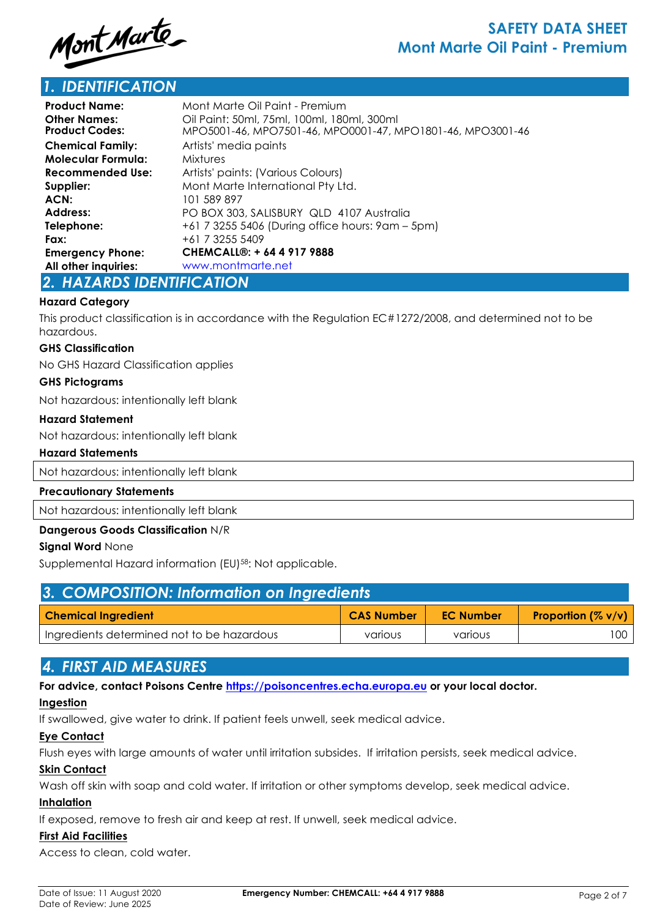## 1. IDENTIFICATION

| | |
|---|---|
| **Product Name:** | Mont Marte Oil Paint - Premium |
| **Other Names:** | Oil Paint: 50ml, 75ml, 100ml, 180ml, 300ml |
| **Product Codes:** | MPO5001-46, MPO7501-46, MPO0001-47, MPO1801-46, MPO3001-46 |
| **Chemical Family:** | Artists' media paints |
| **Molecular Formula:** | Mixtures |
| **Recommended Use:** | Artists' paints: (Various Colours) |
| **Supplier:** | Mont Marte International Pty Ltd. |
| **ACN:** | 101 589 897 |
| **Address:** | PO BOX 303, SALISBURY QLD 4107 Australia |
| **Telephone:** | +61 7 3255 5406 (During office hours: 9am – 5pm) |
| **Fax:** | +61 7 3255 5409 |
| **Emergency Phone:** | **CHEMCALL®: + 64 4 917 9888** |
| **All other inquiries:** | www.montmarte.net |

## 2. HAZARDS IDENTIFICATION

**Hazard Category**

This product classification is in accordance with the Regulation EC#1272/2008, and determined not to be hazardous.

**GHS Classification**

No GHS Hazard Classification applies

**GHS Pictograms**

Not hazardous: intentionally left blank

**Hazard Statement**

Not hazardous: intentionally left blank

**Hazard Statements**

Not hazardous: intentionally left blank

**Precautionary Statements**

Not hazardous: intentionally left blank

**Dangerous Goods Classification** N/R

**Signal Word** None

Supplemental Hazard information (EU)[58]: Not applicable.

## 3. COMPOSITION: Information on Ingredients

| Chemical Ingredient | CAS Number | EC Number | Proportion (% v/v) |
|---|---|---|---|
| Ingredients determined not to be hazardous | various | various | 100 |

## 4. FIRST AID MEASURES

**For advice, contact Poisons Centre https://poisoncentres.echa.europa.eu or your local doctor.**

**Ingestion**

If swallowed, give water to drink. If patient feels unwell, seek medical advice.

**Eye Contact**

Flush eyes with large amounts of water until irritation subsides. If irritation persists, seek medical advice.

**Skin Contact**

Wash off skin with soap and cold water. If irritation or other symptoms develop, seek medical advice.

**Inhalation**

If exposed, remove to fresh air and keep at rest. If unwell, seek medical advice.

**First Aid Facilities**

Access to clean, cold water.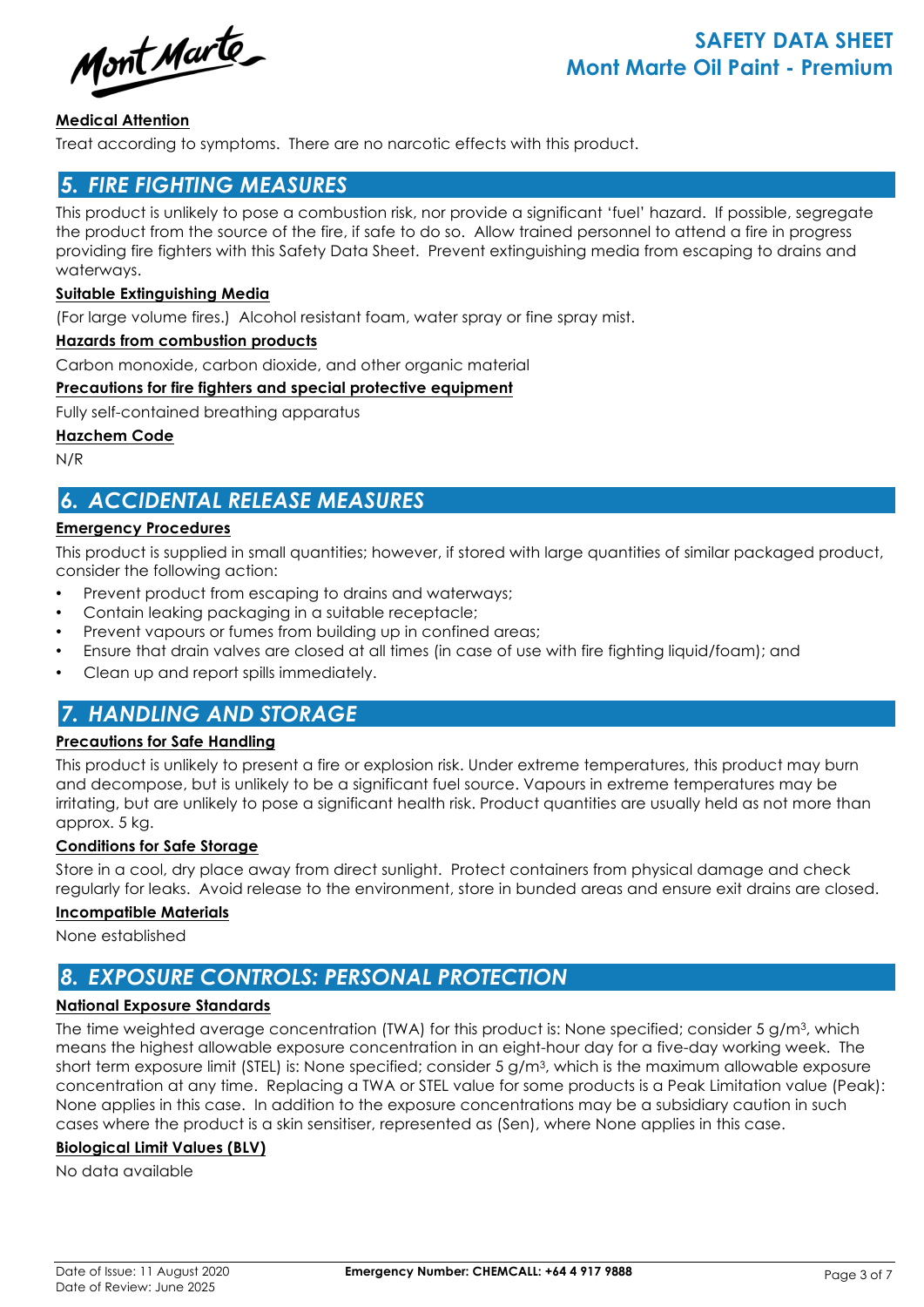### Medical Attention

Treat according to symptoms. There are no narcotic effects with this product.

## 5. FIRE FIGHTING MEASURES

This product is unlikely to pose a combustion risk, nor provide a significant 'fuel' hazard. If possible, segregate the product from the source of the fire, if safe to do so. Allow trained personnel to attend a fire in progress providing fire fighters with this Safety Data Sheet. Prevent extinguishing media from escaping to drains and waterways.

### Suitable Extinguishing Media

(For large volume fires.) Alcohol resistant foam, water spray or fine spray mist.

### Hazards from combustion products

Carbon monoxide, carbon dioxide, and other organic material

### Precautions for fire fighters and special protective equipment

Fully self-contained breathing apparatus

### Hazchem Code

N/R

## 6. ACCIDENTAL RELEASE MEASURES

### Emergency Procedures

This product is supplied in small quantities; however, if stored with large quantities of similar packaged product, consider the following action:

- Prevent product from escaping to drains and waterways;
- Contain leaking packaging in a suitable receptacle;
- Prevent vapours or fumes from building up in confined areas;
- Ensure that drain valves are closed at all times (in case of use with fire fighting liquid/foam); and
- Clean up and report spills immediately.

## 7. HANDLING AND STORAGE

### Precautions for Safe Handling

This product is unlikely to present a fire or explosion risk. Under extreme temperatures, this product may burn and decompose, but is unlikely to be a significant fuel source. Vapours in extreme temperatures may be irritating, but are unlikely to pose a significant health risk. Product quantities are usually held as not more than approx. 5 kg.

### Conditions for Safe Storage

Store in a cool, dry place away from direct sunlight. Protect containers from physical damage and check regularly for leaks. Avoid release to the environment, store in bunded areas and ensure exit drains are closed.

### Incompatible Materials

None established

## 8. EXPOSURE CONTROLS: PERSONAL PROTECTION

### National Exposure Standards

The time weighted average concentration (TWA) for this product is: None specified; consider 5 g/m$^3$, which means the highest allowable exposure concentration in an eight-hour day for a five-day working week. The short term exposure limit (STEL) is: None specified; consider 5 g/m$^3$, which is the maximum allowable exposure concentration at any time. Replacing a TWA or STEL value for some products is a Peak Limitation value (Peak): None applies in this case. In addition to the exposure concentrations may be a subsidiary caution in such cases where the product is a skin sensitiser, represented as (Sen), where None applies in this case.

### Biological Limit Values (BLV)

No data available

Date of Issue: 11 August 2020
Date of Review: June 2025

**Emergency Number: CHEMCALL: +64 4 917 9888**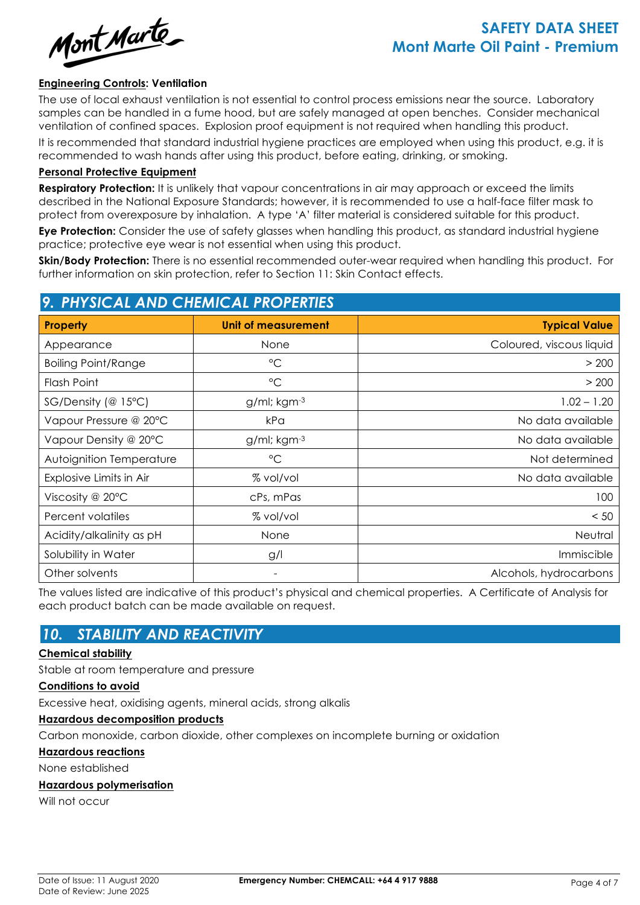**Engineering Controls: Ventilation**

The use of local exhaust ventilation is not essential to control process emissions near the source. Laboratory samples can be handled in a fume hood, but are safely managed at open benches. Consider mechanical ventilation of confined spaces. Explosion proof equipment is not required when handling this product.

It is recommended that standard industrial hygiene practices are employed when using this product, e.g. it is recommended to wash hands after using this product, before eating, drinking, or smoking.

**Personal Protective Equipment**

**Respiratory Protection:** It is unlikely that vapour concentrations in air may approach or exceed the limits described in the National Exposure Standards; however, it is recommended to use a half-face filter mask to protect from overexposure by inhalation. A type 'A' filter material is considered suitable for this product.

**Eye Protection:** Consider the use of safety glasses when handling this product, as standard industrial hygiene practice; protective eye wear is not essential when using this product.

**Skin/Body Protection:** There is no essential recommended outer-wear required when handling this product. For further information on skin protection, refer to Section 11: Skin Contact effects.

## 9. PHYSICAL AND CHEMICAL PROPERTIES

| Property | Unit of measurement | Typical Value |
|---|---|---|
| Appearance | None | Coloured, viscous liquid |
| Boiling Point/Range | °C | > 200 |
| Flash Point | °C | > 200 |
| SG/Density (@ 15°C) | g/ml; $kgm^{-3}$ | 1.02 – 1.20 |
| Vapour Pressure @ 20°C | kPa | No data available |
| Vapour Density @ 20°C | g/ml; $kgm^{-3}$ | No data available |
| Autoignition Temperature | °C | Not determined |
| Explosive Limits in Air | % vol/vol | No data available |
| Viscosity @ 20°C | cPs, mPas | 100 |
| Percent volatiles | % vol/vol | < 50 |
| Acidity/alkalinity as pH | None | Neutral |
| Solubility in Water | g/l | Immiscible |
| Other solvents | - | Alcohols, hydrocarbons |

The values listed are indicative of this product's physical and chemical properties. A Certificate of Analysis for each product batch can be made available on request.

## 10. STABILITY AND REACTIVITY

**Chemical stability**

Stable at room temperature and pressure

**Conditions to avoid**

Excessive heat, oxidising agents, mineral acids, strong alkalis

**Hazardous decomposition products**

Carbon monoxide, carbon dioxide, other complexes on incomplete burning or oxidation

**Hazardous reactions**

None established

**Hazardous polymerisation**

Will not occur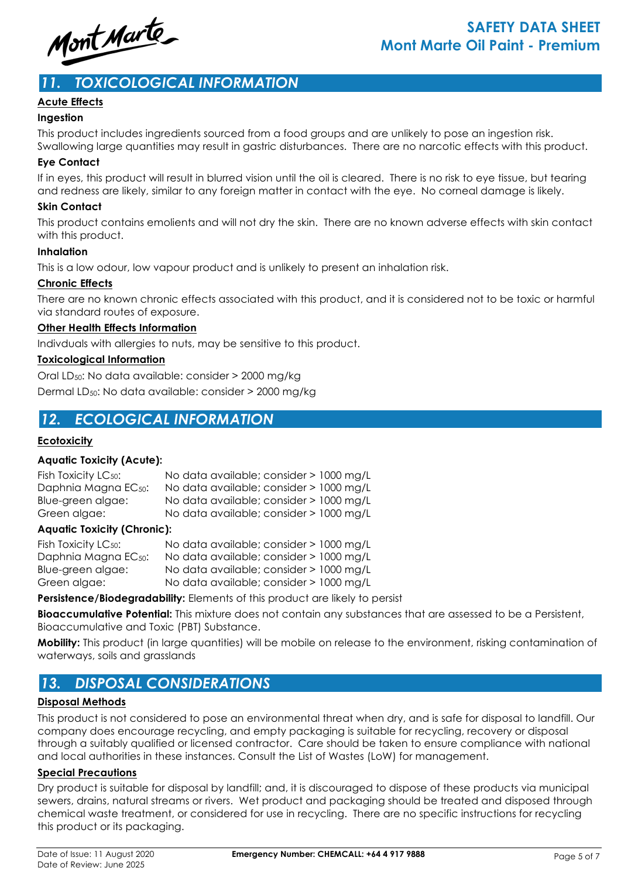## 11. TOXICOLOGICAL INFORMATION

**Acute Effects**

**Ingestion**

This product includes ingredients sourced from a food groups and are unlikely to pose an ingestion risk. Swallowing large quantities may result in gastric disturbances. There are no narcotic effects with this product.

**Eye Contact**

If in eyes, this product will result in blurred vision until the oil is cleared. There is no risk to eye tissue, but tearing and redness are likely, similar to any foreign matter in contact with the eye. No corneal damage is likely.

**Skin Contact**

This product contains emolients and will not dry the skin. There are no known adverse effects with skin contact with this product.

**Inhalation**

This is a low odour, low vapour product and is unlikely to present an inhalation risk.

**Chronic Effects**

There are no known chronic effects associated with this product, and it is considered not to be toxic or harmful via standard routes of exposure.

**Other Health Effects Information**

Indivduals with allergies to nuts, may be sensitive to this product.

**Toxicological Information**

Oral $LD_{50}$: No data available: consider > 2000 mg/kg

Dermal $LD_{50}$: No data available: consider > 2000 mg/kg

## 12. ECOLOGICAL INFORMATION

**Ecotoxicity**

**Aquatic Toxicity (Acute):**

| | |
|---|---|
| Fish Toxicity $LC_{50}$: | No data available; consider > 1000 mg/L |
| Daphnia Magna $EC_{50}$: | No data available; consider > 1000 mg/L |
| Blue-green algae: | No data available; consider > 1000 mg/L |
| Green algae: | No data available; consider > 1000 mg/L |

**Aquatic Toxicity (Chronic):**

| | |
|---|---|
| Fish Toxicity $LC_{50}$: | No data available; consider > 1000 mg/L |
| Daphnia Magna $EC_{50}$: | No data available; consider > 1000 mg/L |
| Blue-green algae: | No data available; consider > 1000 mg/L |
| Green algae: | No data available; consider > 1000 mg/L |

**Persistence/Biodegradability:** Elements of this product are likely to persist

**Bioaccumulative Potential:** This mixture does not contain any substances that are assessed to be a Persistent, Bioaccumulative and Toxic (PBT) Substance.

**Mobility:** This product (in large quantities) will be mobile on release to the environment, risking contamination of waterways, soils and grasslands

## 13. DISPOSAL CONSIDERATIONS

**Disposal Methods**

This product is not considered to pose an environmental threat when dry, and is safe for disposal to landfill. Our company does encourage recycling, and empty packaging is suitable for recycling, recovery or disposal through a suitably qualified or licensed contractor. Care should be taken to ensure compliance with national and local authorities in these instances. Consult the List of Wastes (LoW) for management.

**Special Precautions**

Dry product is suitable for disposal by landfill; and, it is discouraged to dispose of these products via municipal sewers, drains, natural streams or rivers. Wet product and packaging should be treated and disposed through chemical waste treatment, or considered for use in recycling. There are no specific instructions for recycling this product or its packaging.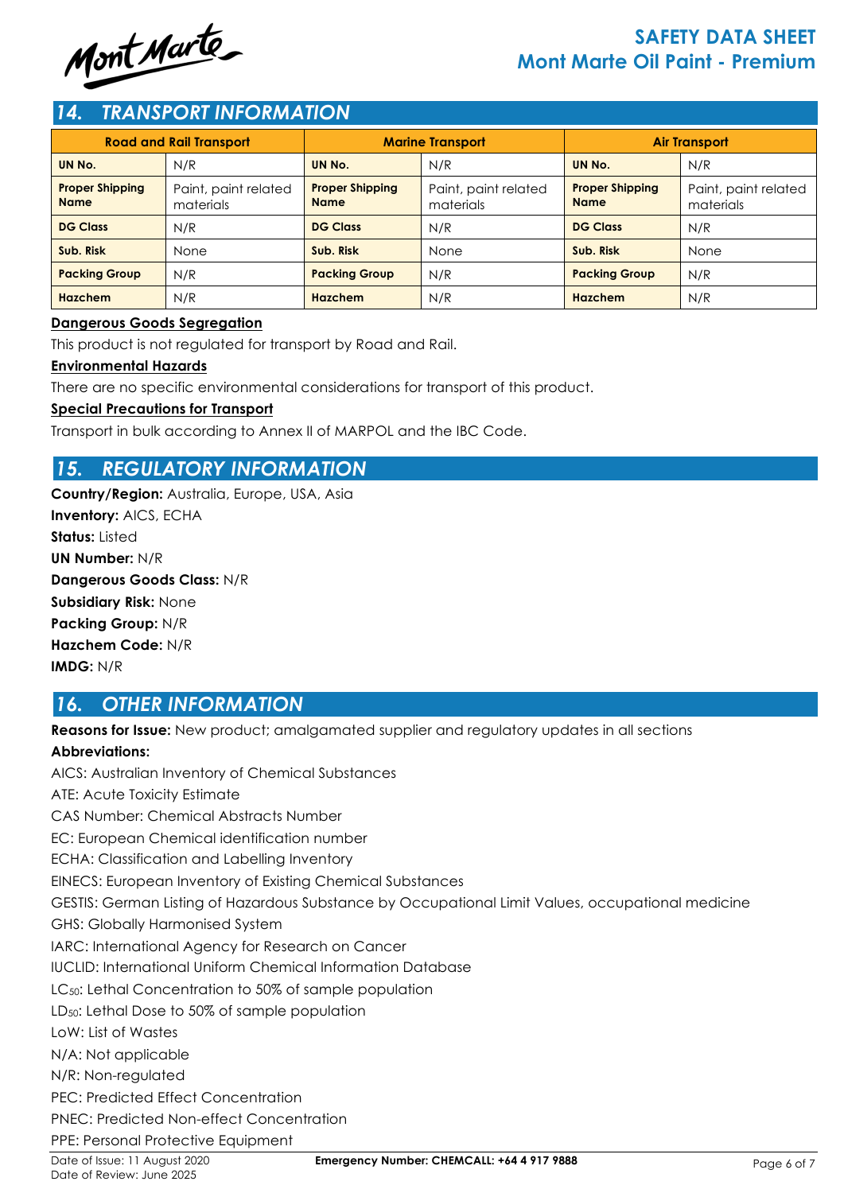## 14. TRANSPORT INFORMATION

| Road and Rail Transport | | Marine Transport | | Air Transport | |
|---|---|---|---|---|---|
| **UN No.** | N/R | **UN No.** | N/R | **UN No.** | N/R |
| **Proper Shipping Name** | Paint, paint related materials | **Proper Shipping Name** | Paint, paint related materials | **Proper Shipping Name** | Paint, paint related materials |
| **DG Class** | N/R | **DG Class** | N/R | **DG Class** | N/R |
| **Sub. Risk** | None | **Sub. Risk** | None | **Sub. Risk** | None |
| **Packing Group** | N/R | **Packing Group** | N/R | **Packing Group** | N/R |
| **Hazchem** | N/R | **Hazchem** | N/R | **Hazchem** | N/R |

**Dangerous Goods Segregation**

This product is not regulated for transport by Road and Rail.

**Environmental Hazards**

There are no specific environmental considerations for transport of this product.

**Special Precautions for Transport**

Transport in bulk according to Annex II of MARPOL and the IBC Code.

## 15. REGULATORY INFORMATION

**Country/Region:** Australia, Europe, USA, Asia
**Inventory:** AICS, ECHA
**Status:** Listed
**UN Number:** N/R
**Dangerous Goods Class:** N/R
**Subsidiary Risk:** None
**Packing Group:** N/R
**Hazchem Code:** N/R
**IMDG:** N/R

## 16. OTHER INFORMATION

**Reasons for Issue:** New product; amalgamated supplier and regulatory updates in all sections

**Abbreviations:**

AICS: Australian Inventory of Chemical Substances
ATE: Acute Toxicity Estimate
CAS Number: Chemical Abstracts Number
EC: European Chemical identification number
ECHA: Classification and Labelling Inventory
EINECS: European Inventory of Existing Chemical Substances
GESTIS: German Listing of Hazardous Substance by Occupational Limit Values, occupational medicine
GHS: Globally Harmonised System
IARC: International Agency for Research on Cancer
IUCLID: International Uniform Chemical Information Database
$LC_{50}$: Lethal Concentration to 50% of sample population
$LD_{50}$: Lethal Dose to 50% of sample population
LoW: List of Wastes
N/A: Not applicable
N/R: Non-regulated
PEC: Predicted Effect Concentration
PNEC: Predicted Non-effect Concentration
PPE: Personal Protective Equipment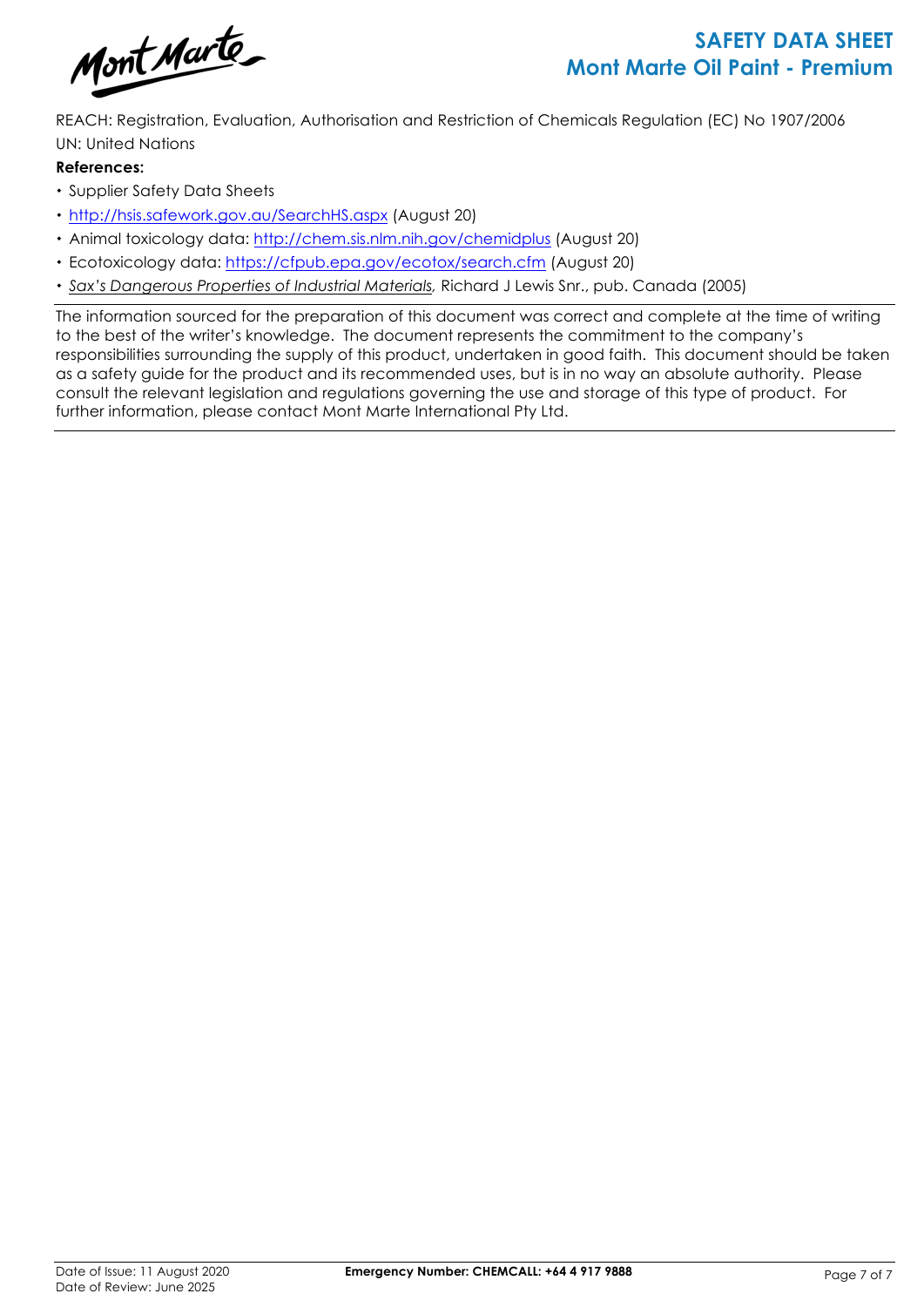REACH: Registration, Evaluation, Authorisation and Restriction of Chemicals Regulation (EC) No 1907/2006
UN: United Nations

**References:**

- Supplier Safety Data Sheets
- http://hsis.safework.gov.au/SearchHS.aspx (August 20)
- Animal toxicology data: http://chem.sis.nlm.nih.gov/chemidplus (August 20)
- Ecotoxicology data: https://cfpub.epa.gov/ecotox/search.cfm (August 20)
- *Sax's Dangerous Properties of Industrial Materials,* Richard J Lewis Snr., pub. Canada (2005)

The information sourced for the preparation of this document was correct and complete at the time of writing to the best of the writer's knowledge. The document represents the commitment to the company's responsibilities surrounding the supply of this product, undertaken in good faith. This document should be taken as a safety guide for the product and its recommended uses, but is in no way an absolute authority. Please consult the relevant legislation and regulations governing the use and storage of this type of product. For further information, please contact Mont Marte International Pty Ltd.